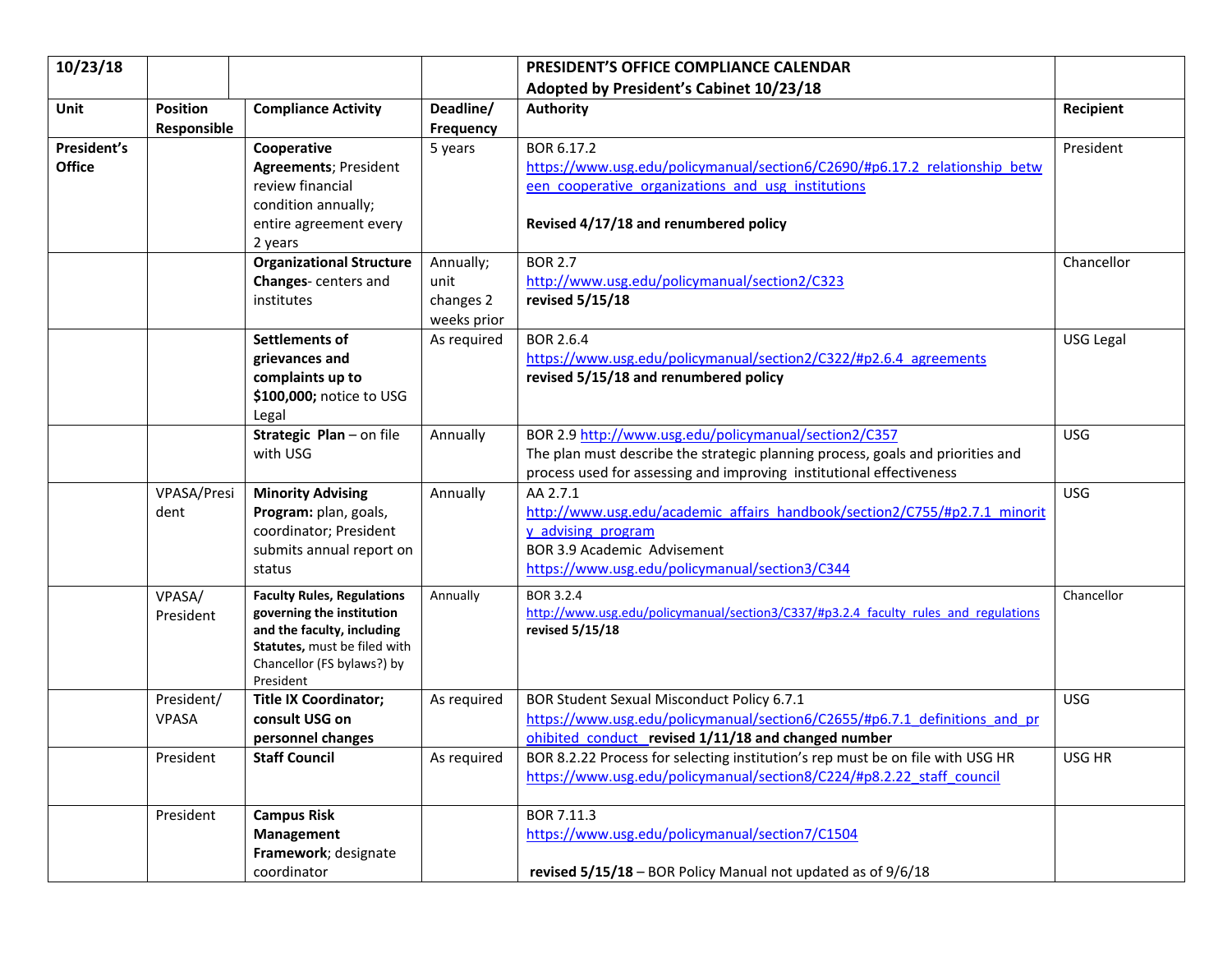| 10/23/18 | | | | **PRESIDENT'S OFFICE COMPLIANCE CALENDAR**<br>**Adopted by President's Cabinet 10/23/18** | |
|---|---|---|---|---|---|
| **Unit** | **Position Responsible** | **Compliance Activity** | **Deadline/ Frequency** | **Authority** | **Recipient** |
| **President's Office** | | **Cooperative Agreements**; President review financial condition annually; entire agreement every 2 years | 5 years | BOR 6.17.2<br>https://www.usg.edu/policymanual/section6/C2690/#p6.17.2_relationship_between_cooperative_organizations_and_usg_institutions<br><br>**Revised 4/17/18 and renumbered policy** | President |
| | | **Organizational Structure Changes**- centers and institutes | Annually; unit changes 2 weeks prior | BOR 2.7<br>http://www.usg.edu/policymanual/section2/C323<br>**revised 5/15/18** | Chancellor |
| | | **Settlements of grievances and complaints up to $100,000;** notice to USG Legal | As required | BOR 2.6.4<br>https://www.usg.edu/policymanual/section2/C322/#p2.6.4_agreements<br>**revised 5/15/18 and renumbered policy** | USG Legal |
| | | **Strategic Plan** – on file with USG | Annually | BOR 2.9 http://www.usg.edu/policymanual/section2/C357<br>The plan must describe the strategic planning process, goals and priorities and process used for assessing and improving institutional effectiveness | USG |
| | VPASA/President | **Minority Advising Program:** plan, goals, coordinator; President submits annual report on status | Annually | AA 2.7.1<br>http://www.usg.edu/academic_affairs_handbook/section2/C755/#p2.7.1_minority_advising_program<br>BOR 3.9 Academic Advisement<br>https://www.usg.edu/policymanual/section3/C344 | USG |
| | VPASA/ President | **Faculty Rules, Regulations governing the institution and the faculty, including Statutes,** must be filed with Chancellor (FS bylaws?) by President | Annually | BOR 3.2.4<br>http://www.usg.edu/policymanual/section3/C337/#p3.2.4_faculty_rules_and_regulations<br>**revised 5/15/18** | Chancellor |
| | President/ VPASA | **Title IX Coordinator; consult USG on personnel changes** | As required | BOR Student Sexual Misconduct Policy 6.7.1<br>https://www.usg.edu/policymanual/section6/C2655/#p6.7.1_definitions_and_prohibited_conduct **revised 1/11/18 and changed number** | USG |
| | President | **Staff Council** | As required | BOR 8.2.22 Process for selecting institution's rep must be on file with USG HR<br>https://www.usg.edu/policymanual/section8/C224/#p8.2.22_staff_council | USG HR |
| | President | **Campus Risk Management Framework**; designate coordinator | | BOR 7.11.3<br>https://www.usg.edu/policymanual/section7/C1504<br><br>**revised 5/15/18** – BOR Policy Manual not updated as of 9/6/18 | |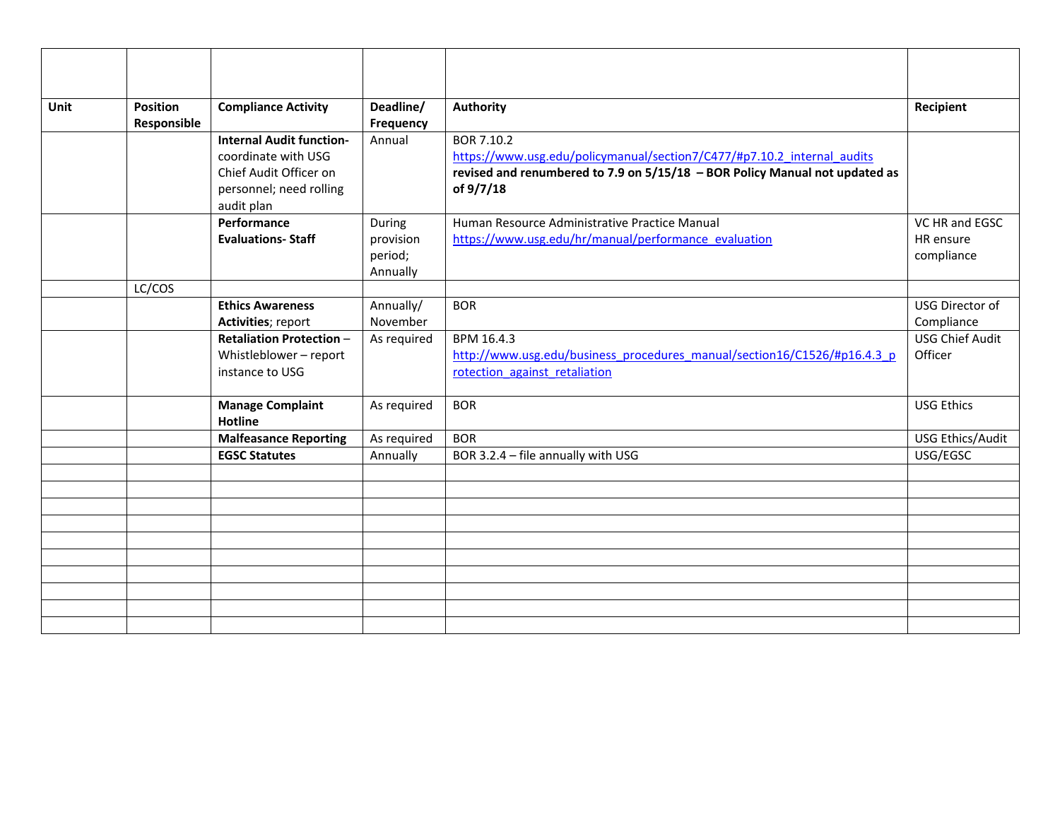| | | | | | |
|---|---|---|---|---|---|
| **Unit** | **Position Responsible** | **Compliance Activity** | **Deadline/ Frequency** | **Authority** | **Recipient** |
| | | **Internal Audit function-** coordinate with USG Chief Audit Officer on personnel; need rolling audit plan | Annual | BOR 7.10.2 https://www.usg.edu/policymanual/section7/C477/#p7.10.2_internal_audits **revised and renumbered to 7.9 on 5/15/18 – BOR Policy Manual not updated as of 9/7/18** | |
| | | **Performance Evaluations- Staff** | During provision period; Annually | Human Resource Administrative Practice Manual https://www.usg.edu/hr/manual/performance_evaluation | VC HR and EGSC HR ensure compliance |
| | LC/COS | | | | |
| | | **Ethics Awareness Activities**; report | Annually/ November | BOR | USG Director of Compliance |
| | | **Retaliation Protection** – Whistleblower – report instance to USG | As required | BPM 16.4.3 http://www.usg.edu/business_procedures_manual/section16/C1526/#p16.4.3_protection_against_retaliation | USG Chief Audit Officer |
| | | **Manage Complaint Hotline** | As required | BOR | USG Ethics |
| | | **Malfeasance Reporting** | As required | BOR | USG Ethics/Audit |
| | | **EGSC Statutes** | Annually | BOR 3.2.4 – file annually with USG | USG/EGSC |
| | | | | | |
| | | | | | |
| | | | | | |
| | | | | | |
| | | | | | |
| | | | | | |
| | | | | | |
| | | | | | |
| | | | | | |
| | | | | | |